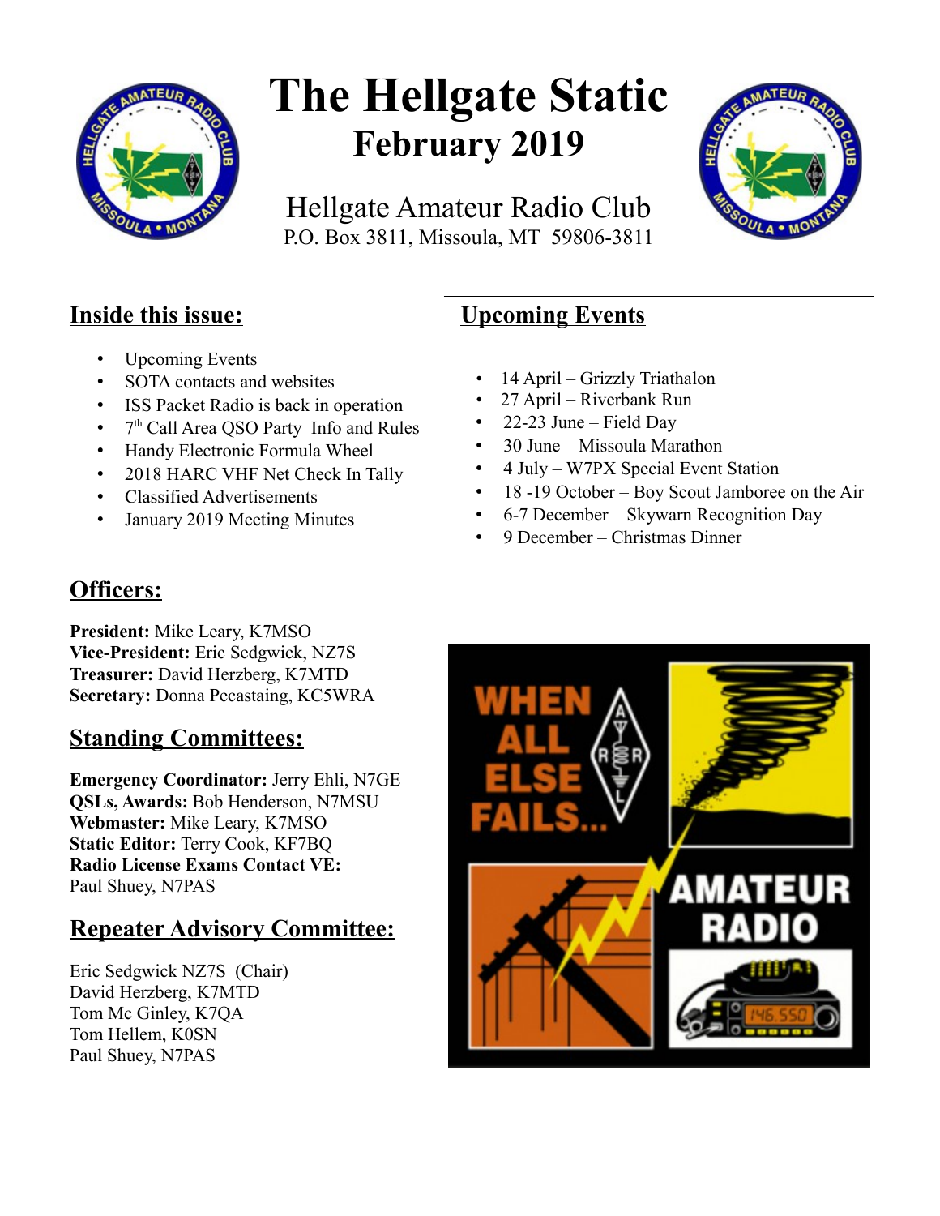# The Hellgate Static

## February 2019

Hellgate Amateur Radio Club
P.O. Box 3811, Missoula, MT 59806-3811

## Inside this issue:

- Upcoming Events
- SOTA contacts and websites
- ISS Packet Radio is back in operation
- 7th Call Area QSO Party Info and Rules
- Handy Electronic Formula Wheel
- 2018 HARC VHF Net Check In Tally
- Classified Advertisements
- January 2019 Meeting Minutes

## Upcoming Events

- 14 April – Grizzly Triathalon
- 27 April – Riverbank Run
- 22-23 June – Field Day
- 30 June – Missoula Marathon
- 4 July – W7PX Special Event Station
- 18 -19 October – Boy Scout Jamboree on the Air
- 6-7 December – Skywarn Recognition Day
- 9 December – Christmas Dinner

## Officers:

**President:** Mike Leary, K7MSO
**Vice-President:** Eric Sedgwick, NZ7S
**Treasurer:** David Herzberg, K7MTD
**Secretary:** Donna Pecastaing, KC5WRA

## Standing Committees:

**Emergency Coordinator:** Jerry Ehli, N7GE
**QSLs, Awards:** Bob Henderson, N7MSU
**Webmaster:** Mike Leary, K7MSO
**Static Editor:** Terry Cook, KF7BQ
**Radio License Exams Contact VE:** Paul Shuey, N7PAS

## Repeater Advisory Committee:

Eric Sedgwick NZ7S (Chair)
David Herzberg, K7MTD
Tom Mc Ginley, K7QA
Tom Hellem, K0SN
Paul Shuey, N7PAS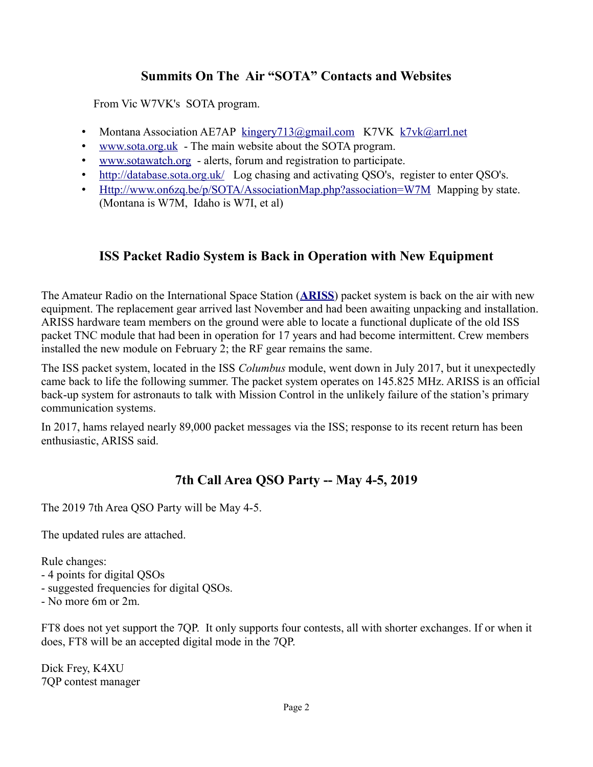## Summits On The Air "SOTA" Contacts and Websites

From Vic W7VK's SOTA program.

- Montana Association AE7AP [kingery713@gmail.com](mailto:kingery713@gmail.com) K7VK [k7vk@arrl.net](mailto:k7vk@arrl.net)
- [www.sota.org.uk](http://www.sota.org.uk) - The main website about the SOTA program.
- [www.sotawatch.org](http://www.sotawatch.org) - alerts, forum and registration to participate.
- [http://database.sota.org.uk/](http://database.sota.org.uk/) Log chasing and activating QSO's, register to enter QSO's.
- [Http://www.on6zq.be/p/SOTA/AssociationMap.php?association=W7M](Http://www.on6zq.be/p/SOTA/AssociationMap.php?association=W7M) Mapping by state. (Montana is W7M, Idaho is W7I, et al)

## ISS Packet Radio System is Back in Operation with New Equipment

The Amateur Radio on the International Space Station (**ARISS**) packet system is back on the air with new equipment. The replacement gear arrived last November and had been awaiting unpacking and installation. ARISS hardware team members on the ground were able to locate a functional duplicate of the old ISS packet TNC module that had been in operation for 17 years and had become intermittent. Crew members installed the new module on February 2; the RF gear remains the same.

The ISS packet system, located in the ISS *Columbus* module, went down in July 2017, but it unexpectedly came back to life the following summer. The packet system operates on 145.825 MHz. ARISS is an official back-up system for astronauts to talk with Mission Control in the unlikely failure of the station's primary communication systems.

In 2017, hams relayed nearly 89,000 packet messages via the ISS; response to its recent return has been enthusiastic, ARISS said.

## 7th Call Area QSO Party -- May 4-5, 2019

The 2019 7th Area QSO Party will be May 4-5.

The updated rules are attached.

Rule changes:
- 4 points for digital QSOs
- suggested frequencies for digital QSOs.
- No more 6m or 2m.

FT8 does not yet support the 7QP. It only supports four contests, all with shorter exchanges. If or when it does, FT8 will be an accepted digital mode in the 7QP.

Dick Frey, K4XU
7QP contest manager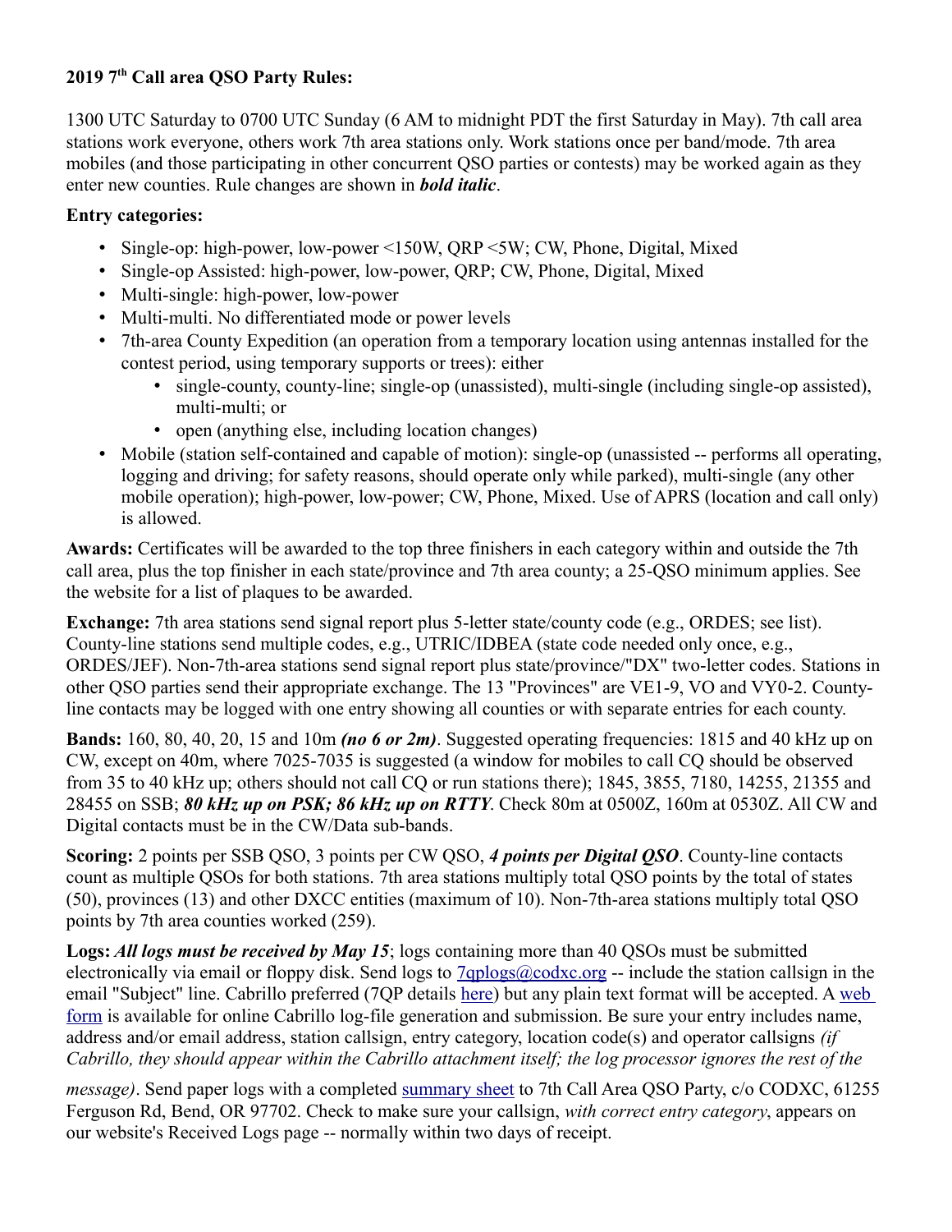**2019 7th Call area QSO Party Rules:**

1300 UTC Saturday to 0700 UTC Sunday (6 AM to midnight PDT the first Saturday in May). 7th call area stations work everyone, others work 7th area stations only. Work stations once per band/mode. 7th area mobiles (and those participating in other concurrent QSO parties or contests) may be worked again as they enter new counties. Rule changes are shown in ***bold italic***.

**Entry categories:**

- Single-op: high-power, low-power <150W, QRP <5W; CW, Phone, Digital, Mixed
- Single-op Assisted: high-power, low-power, QRP; CW, Phone, Digital, Mixed
- Multi-single: high-power, low-power
- Multi-multi. No differentiated mode or power levels
- 7th-area County Expedition (an operation from a temporary location using antennas installed for the contest period, using temporary supports or trees): either
  - single-county, county-line; single-op (unassisted), multi-single (including single-op assisted), multi-multi; or
  - open (anything else, including location changes)
- Mobile (station self-contained and capable of motion): single-op (unassisted -- performs all operating, logging and driving; for safety reasons, should operate only while parked), multi-single (any other mobile operation); high-power, low-power; CW, Phone, Mixed. Use of APRS (location and call only) is allowed.

**Awards:** Certificates will be awarded to the top three finishers in each category within and outside the 7th call area, plus the top finisher in each state/province and 7th area county; a 25-QSO minimum applies. See the website for a list of plaques to be awarded.

**Exchange:** 7th area stations send signal report plus 5-letter state/county code (e.g., ORDES; see list). County-line stations send multiple codes, e.g., UTRIC/IDBEA (state code needed only once, e.g., ORDES/JEF). Non-7th-area stations send signal report plus state/province/"DX" two-letter codes. Stations in other QSO parties send their appropriate exchange. The 13 "Provinces" are VE1-9, VO and VY0-2. County-line contacts may be logged with one entry showing all counties or with separate entries for each county.

**Bands:** 160, 80, 40, 20, 15 and 10m ***(no 6 or 2m)***. Suggested operating frequencies: 1815 and 40 kHz up on CW, except on 40m, where 7025-7035 is suggested (a window for mobiles to call CQ should be observed from 35 to 40 kHz up; others should not call CQ or run stations there); 1845, 3855, 7180, 14255, 21355 and 28455 on SSB; ***80 kHz up on PSK; 86 kHz up on RTTY***. Check 80m at 0500Z, 160m at 0530Z. All CW and Digital contacts must be in the CW/Data sub-bands.

**Scoring:** 2 points per SSB QSO, 3 points per CW QSO, ***4 points per Digital QSO***. County-line contacts count as multiple QSOs for both stations. 7th area stations multiply total QSO points by the total of states (50), provinces (13) and other DXCC entities (maximum of 10). Non-7th-area stations multiply total QSO points by 7th area counties worked (259).

**Logs:** ***All logs must be received by May 15***; logs containing more than 40 QSOs must be submitted electronically via email or floppy disk. Send logs to 7qplogs@codxc.org -- include the station callsign in the email "Subject" line. Cabrillo preferred (7QP details here) but any plain text format will be accepted. A web form is available for online Cabrillo log-file generation and submission. Be sure your entry includes name, address and/or email address, station callsign, entry category, location code(s) and operator callsigns *(if Cabrillo, they should appear within the Cabrillo attachment itself; the log processor ignores the rest of the message)*. Send paper logs with a completed summary sheet to 7th Call Area QSO Party, c/o CODXC, 61255 Ferguson Rd, Bend, OR 97702. Check to make sure your callsign, *with correct entry category*, appears on our website's Received Logs page -- normally within two days of receipt.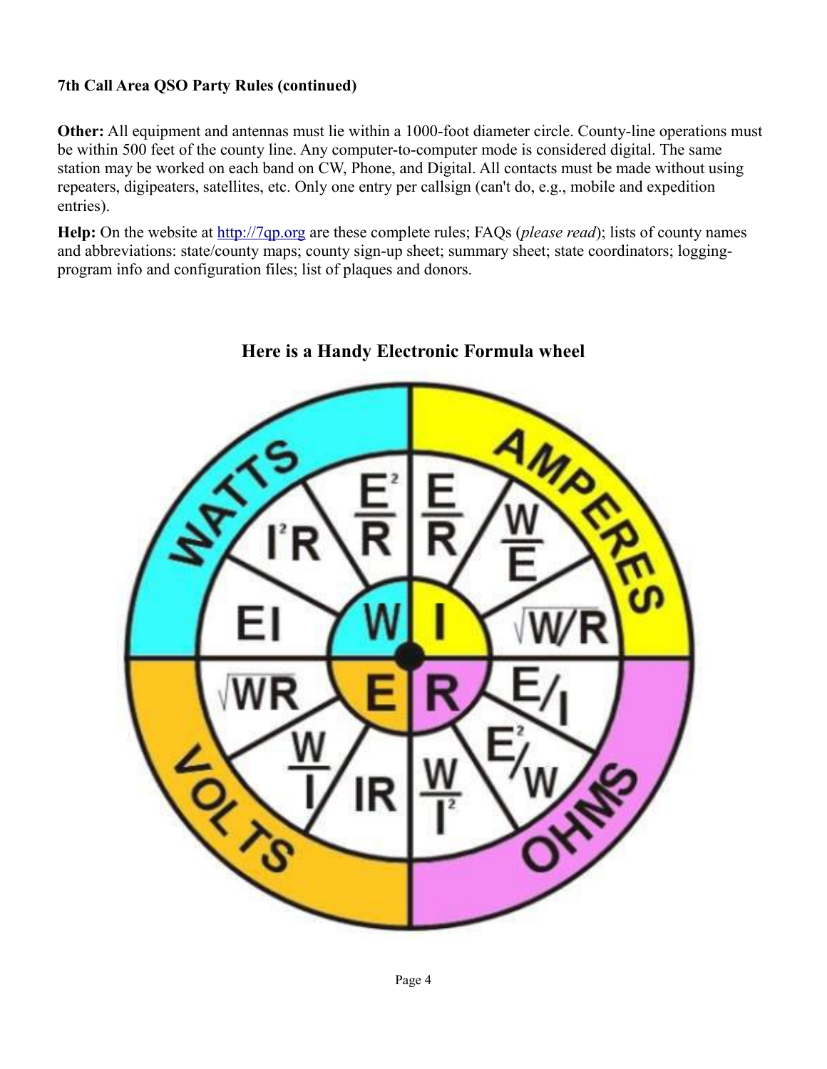**7th Call Area QSO Party Rules (continued)**

**Other:** All equipment and antennas must lie within a 1000-foot diameter circle. County-line operations must be within 500 feet of the county line. Any computer-to-computer mode is considered digital. The same station may be worked on each band on CW, Phone, and Digital. All contacts must be made without using repeaters, digipeaters, satellites, etc. Only one entry per callsign (can't do, e.g., mobile and expedition entries).

**Help:** On the website at http://7qp.org are these complete rules; FAQs (*please read*); lists of county names and abbreviations: state/county maps; county sign-up sheet; summary sheet; state coordinators; logging-program info and configuration files; list of plaques and donors.

## Here is a Handy Electronic Formula wheel

WATTS: W = $\frac{E^2}{R}$, $I^2R$, $EI$

AMPERES: I = $\frac{E}{R}$, $\frac{W}{E}$, $\sqrt{W/R}$

VOLTS: E = $\sqrt{WR}$, $\frac{W}{I}$, $IR$

OHMS: R = $E/I$, $E^2/W$, $\frac{W}{I^2}$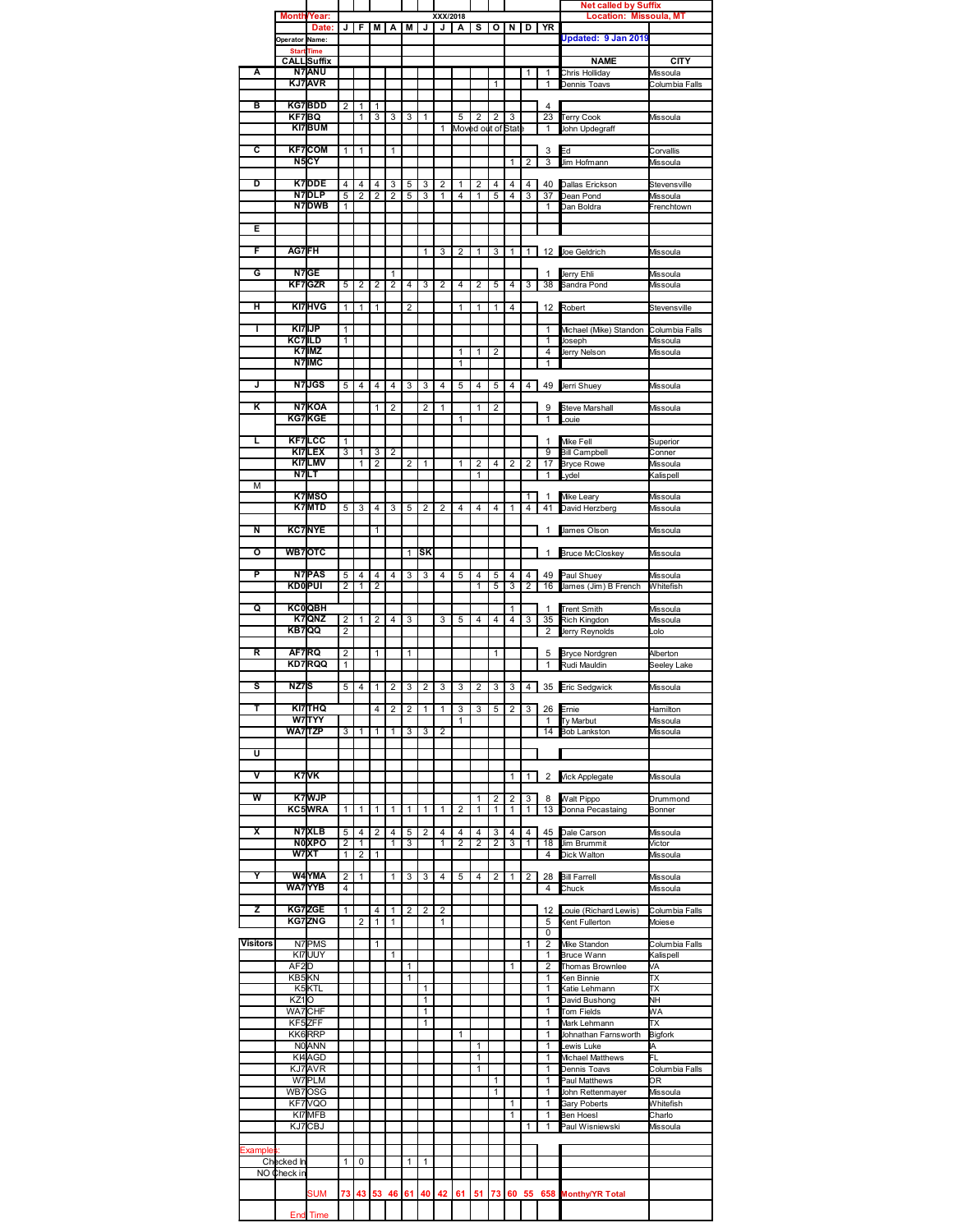| | Month/Year: | | XXX/2018 | | | | | | | | | | | | | Net called by Suffix<br>Location: Missoula, MT | |
|---|---|---|---|---|---|---|---|---|---|---|---|---|---|---|---|---|---|
| | | Date: | J | F | M | A | M | J | J | A | S | O | N | D | YR | | |
| | Operator Name: | | | | | | | | | | | | | | | Updated: 9 Jan 2019 | |
| | Start Time | | | | | | | | | | | | | | | | |
| | CALL | Suffix | | | | | | | | | | | | | | NAME | CITY |
| A | N7 | ANU | | | | | | | | | | | | 1 | 1 | Chris Holliday | Missoula |
| | KJ7 | AVR | | | | | | | | | | 1 | | | 1 | Dennis Toavs | Columbia Falls |
| B | KG7 | BDD | 2 | 1 | 1 | | | | | | | | | | 4 | | |
| | KF7 | BQ | | 1 | 3 | 3 | 3 | 1 | | 5 | 2 | 2 | 3 | | 23 | Terry Cook | Missoula |
| | KI7 | BUM | | | | | | | 1 | Moved out of State | | | | | 1 | John Updegraff | |
| C | KF7 | COM | 1 | 1 | | 1 | | | | | | | | | 3 | Ed | Corvallis |
| | N5 | CY | | | | | | | | | | | 1 | 2 | 3 | Jim Hofmann | Missoula |
| D | K7 | DDE | 4 | 4 | 4 | 3 | 5 | 3 | 2 | 1 | 2 | 4 | 4 | 4 | 40 | Dallas Erickson | Stevensville |
| | N7 | DLP | 5 | 2 | 2 | 2 | 5 | 3 | 1 | 4 | 1 | 5 | 4 | 3 | 37 | Dean Pond | Missoula |
| | N7 | DWB | 1 | | | | | | | | | | | | 1 | Dan Boldra | Frenchtown |
| E | | | | | | | | | | | | | | | | | |
| F | AG7 | FH | | | | | | 1 | 3 | 2 | 1 | 3 | 1 | 1 | 12 | Joe Geldrich | Missoula |
| G | N7 | GE | | | | 1 | | | | | | | | | 1 | Jerry Ehli | Missoula |
| | KF7 | GZR | 5 | 2 | 2 | 2 | 4 | 3 | 2 | 4 | 2 | 5 | 4 | 3 | 38 | Sandra Pond | Missoula |
| H | KI7 | HVG | 1 | 1 | 1 | | 2 | | | 1 | 1 | 1 | 4 | | 12 | Robert | Stevensville |
| I | KI7 | IJP | 1 | | | | | | | | | | | | 1 | Michael (Mike) Standon | Columbia Falls |
| | KC7 | ILD | 1 | | | | | | | | | | | | 1 | Joseph | Missoula |
| | K7 | IMZ | | | | | | | | 1 | 1 | 2 | | | 4 | Jerry Nelson | Missoula |
| | N7 | IMC | | | | | | | | 1 | | | | | 1 | | |
| J | N7 | JGS | 5 | 4 | 4 | 4 | 3 | 3 | 4 | 5 | 4 | 5 | 4 | 4 | 49 | Jerri Shuey | Missoula |
| K | N7 | KOA | | | 1 | 2 | | 2 | 1 | | 1 | 2 | | | 9 | Steve Marshall | Missoula |
| | KG7 | KGE | | | | | | | | 1 | | | | | 1 | Louie | |
| L | KF7 | LCC | 1 | | | | | | | | | | | | 1 | Mike Fell | Superior |
| | KI7 | LEX | 3 | 1 | 3 | 2 | | | | | | | | | 9 | Bill Campbell | Conner |
| | KI7 | LMV | | 1 | 2 | | 2 | 1 | | 1 | 2 | 4 | 2 | 2 | 17 | Bryce Rowe | Missoula |
| | N7 | LT | | | | | | | | | 1 | | | | 1 | Lydel | Kalispell |
| M | | | | | | | | | | | | | | | | | |
| | K7 | MSO | | | | | | | | | | | | 1 | 1 | Mike Leary | Missoula |
| | K7 | MTD | 5 | 3 | 4 | 3 | 5 | 2 | 2 | 4 | 4 | 4 | 1 | 4 | 41 | David Herzberg | Missoula |
| N | KC7 | NYE | | | 1 | | | | | | | | | | 1 | James Olson | Missoula |
| O | WB7 | OTC | | | | | 1 | SK | | | | | | | 1 | Bruce McCloskey | Missoula |
| P | N7 | PAS | 5 | 4 | 4 | 4 | 3 | 3 | 4 | 5 | 4 | 5 | 4 | 4 | 49 | Paul Shuey | Missoula |
| | KD0 | PUI | 2 | 1 | 2 | | | | | | 1 | 5 | 3 | 2 | 16 | James (Jim) B French | Whitefish |
| Q | KC0 | QBH | | | | | | | | | | | 1 | | 1 | Trent Smith | Missoula |
| | K7 | QNZ | 2 | 1 | 2 | 4 | 3 | | 3 | 5 | 4 | 4 | 4 | 3 | 35 | Rich Kingdon | Missoula |
| | KB7 | QQ | 2 | | | | | | | | | | | | 2 | Jerry Reynolds | Lolo |
| R | AF7 | RQ | 2 | | 1 | | 1 | | | | | 1 | | | 5 | Bryce Nordgren | Alberton |
| | KD7 | RQQ | 1 | | | | | | | | | | | | 1 | Rudi Mauldin | Seeley Lake |
| S | NZ7 | S | 5 | 4 | 1 | 2 | 3 | 2 | 3 | 3 | 2 | 3 | 3 | 4 | 35 | Eric Sedgwick | Missoula |
| T | KI7 | THQ | | | 4 | 2 | 2 | 1 | 1 | 3 | 3 | 5 | 2 | 3 | 26 | Ernie | Hamilton |
| | W7 | TYY | | | | | | | | 1 | | | | | 1 | Ty Marbut | Missoula |
| | WA7 | TZP | 3 | 1 | 1 | 1 | 3 | 3 | 2 | | | | | | 14 | Bob Lankston | Missoula |
| U | | | | | | | | | | | | | | | | | |
| V | K7 | VK | | | | | | | | | | | 1 | 1 | 2 | Vick Applegate | Missoula |
| W | K7 | WJP | | | | | | | | | 1 | 2 | 2 | 3 | 8 | Walt Pippo | Drummond |
| | KC5 | WRA | 1 | 1 | 1 | 1 | 1 | 1 | 1 | 2 | 1 | 1 | 1 | 1 | 13 | Donna Pecastaing | Bonner |
| X | N7 | XLB | 5 | 4 | 2 | 4 | 5 | 2 | 4 | 4 | 4 | 3 | 4 | 4 | 45 | Dale Carson | Missoula |
| | N0 | XPO | 2 | 1 | | 1 | 3 | | 1 | 2 | 2 | 2 | 3 | 1 | 18 | Jim Brummit | Victor |
| | W7 | XT | 1 | 2 | 1 | | | | | | | | | | 4 | Dick Walton | Missoula |
| Y | W4 | YMA | 2 | 1 | | 1 | 3 | 3 | 4 | 5 | 4 | 2 | 1 | 2 | 28 | Bill Farrell | Missoula |
| | WA7 | YYB | 4 | | | | | | | | | | | | 4 | Chuck | Missoula |
| Z | KG7 | ZGE | 1 | | 4 | 1 | 2 | 2 | 2 | | | | | | 12 | Louie (Richard Lewis) | Columbia Falls |
| | KG7 | ZNG | | 2 | 1 | 1 | | | 1 | | | | | | 5 | Kent Fullerton | Moiese |
| | | | | | | | | | | | | | | | 0 | | |
| Visitors | N7 | PMS | | | 1 | | | | | | | | | 1 | 2 | Mike Standon | Columbia Falls |
| | KI7 | UUY | | | | 1 | | | | | | | | | 1 | Bruce Wann | Kalispell |
| | AF2 | D | | | | | 1 | | | | | | 1 | | 2 | Thomas Brownlee | VA |
| | KB5 | KN | | | | | 1 | | | | | | | | 1 | Ken Binnie | TX |
| | K5 | KTL | | | | | | 1 | | | | | | | 1 | Katie Lehmann | TX |
| | KZ1 | O | | | | | | 1 | | | | | | | 1 | David Bushong | NH |
| | WA7 | CHF | | | | | | 1 | | | | | | | 1 | Tom Fields | WA |
| | KF5 | ZFF | | | | | | 1 | | | | | | | 1 | Mark Lehmann | TX |
| | KK6 | RRP | | | | | | | | 1 | | | | | 1 | Johnathan Farnsworth | Bigfork |
| | N0 | ANN | | | | | | | | | 1 | | | | 1 | Lewis Luke | IA |
| | KI4 | AGD | | | | | | | | | 1 | | | | 1 | Michael Matthews | FL |
| | KJ7 | AVR | | | | | | | | | 1 | | | | 1 | Dennis Toavs | Columbia Falls |
| | W7 | PLM | | | | | | | | | | 1 | | | 1 | Paul Matthews | OR |
| | WB7 | OSG | | | | | | | | | | 1 | | | 1 | John Rettenmayer | Missoula |
| | KF7 | VQO | | | | | | | | | | | 1 | | 1 | Gary Poberts | Whitefish |
| | KI7 | MFB | | | | | | | | | | | 1 | | 1 | Ben Hoesl | Charlo |
| | KJ7 | CBJ | | | | | | | | | | | | 1 | 1 | Paul Wisniewski | Missoula |
| Examples: | | | | | | | | | | | | | | | | | |
| | Checked In | | 1 | 0 | | | 1 | 1 | | | | | | | | | |
| | NO Check in | | | | | | | | | | | | | | | | |
| | | SUM | 73 | 43 | 53 | 46 | 61 | 40 | 42 | 61 | 51 | 73 | 60 | 55 | 658 | Monthy/YR Total | |
| | | End Time | | | | | | | | | | | | | | | |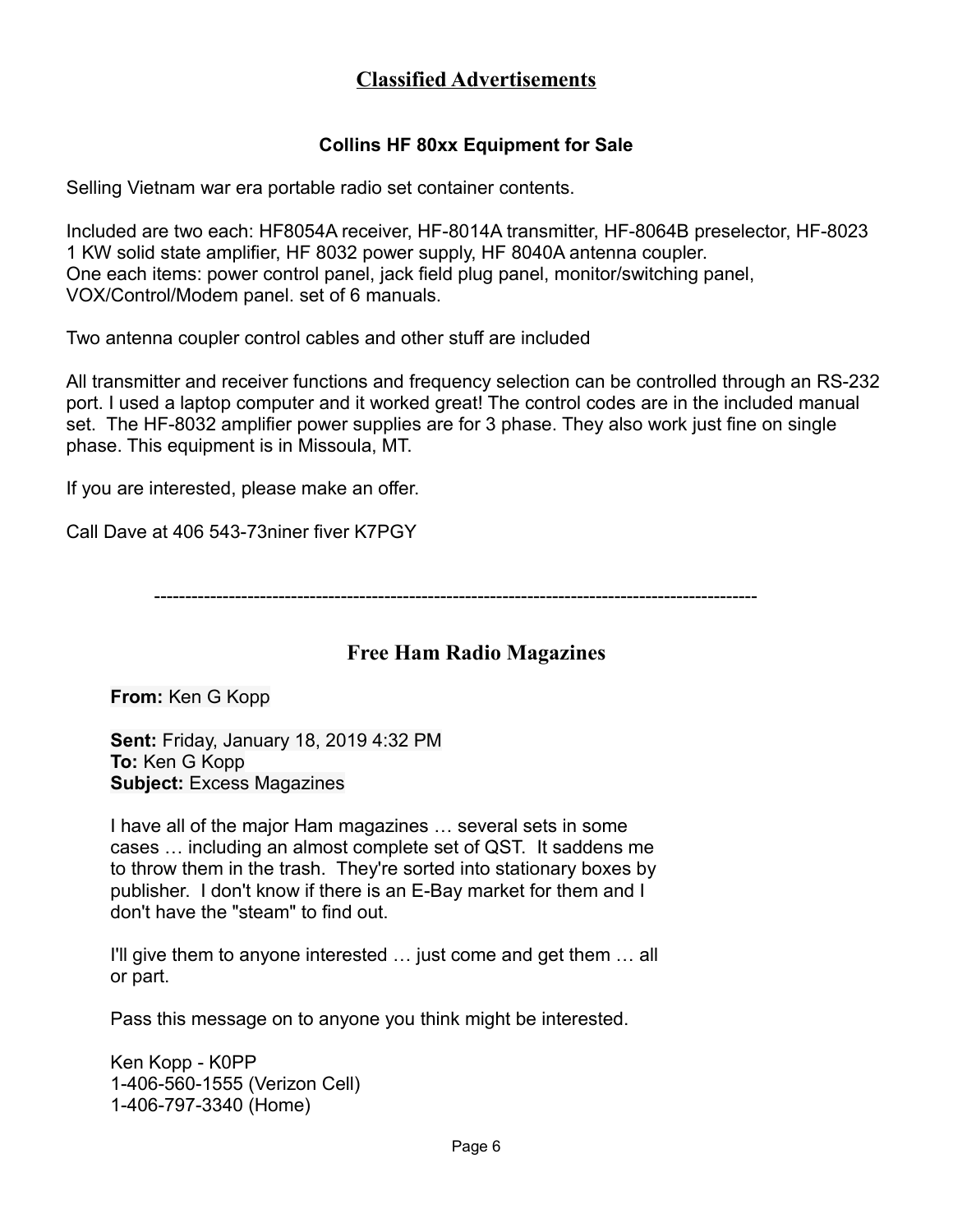# Classified Advertisements

### Collins HF 80xx Equipment for Sale

Selling Vietnam war era portable radio set container contents.

Included are two each: HF8054A receiver, HF-8014A transmitter, HF-8064B preselector, HF-8023 1 KW solid state amplifier, HF 8032 power supply, HF 8040A antenna coupler.
One each items: power control panel, jack field plug panel, monitor/switching panel, VOX/Control/Modem panel. set of 6 manuals.

Two antenna coupler control cables and other stuff are included

All transmitter and receiver functions and frequency selection can be controlled through an RS-232 port. I used a laptop computer and it worked great! The control codes are in the included manual set. The HF-8032 amplifier power supplies are for 3 phase. They also work just fine on single phase. This equipment is in Missoula, MT.

If you are interested, please make an offer.

Call Dave at 406 543-73niner fiver K7PGY

---

## Free Ham Radio Magazines

**From:** Ken G Kopp

**Sent:** Friday, January 18, 2019 4:32 PM
**To:** Ken G Kopp
**Subject:** Excess Magazines

I have all of the major Ham magazines … several sets in some cases … including an almost complete set of QST. It saddens me to throw them in the trash. They're sorted into stationary boxes by publisher. I don't know if there is an E-Bay market for them and I don't have the "steam" to find out.

I'll give them to anyone interested … just come and get them … all or part.

Pass this message on to anyone you think might be interested.

Ken Kopp - K0PP
1-406-560-1555 (Verizon Cell)
1-406-797-3340 (Home)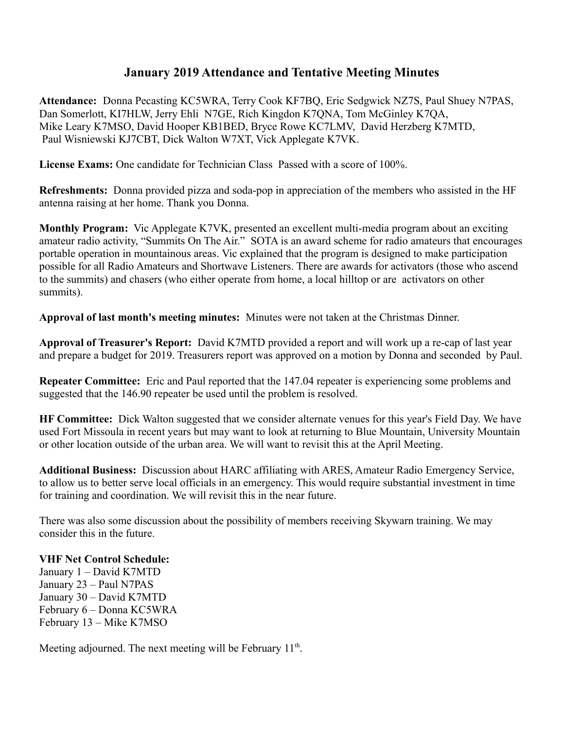# January 2019 Attendance and Tentative Meeting Minutes

**Attendance:** Donna Pecasting KC5WRA, Terry Cook KF7BQ, Eric Sedgwick NZ7S, Paul Shuey N7PAS, Dan Somerlott, KI7HLW, Jerry Ehli N7GE, Rich Kingdon K7QNA, Tom McGinley K7QA, Mike Leary K7MSO, David Hooper KB1BED, Bryce Rowe KC7LMV, David Herzberg K7MTD, Paul Wisniewski KJ7CBT, Dick Walton W7XT, Vick Applegate K7VK.

**License Exams:** One candidate for Technician Class Passed with a score of 100%.

**Refreshments:** Donna provided pizza and soda-pop in appreciation of the members who assisted in the HF antenna raising at her home. Thank you Donna.

**Monthly Program:** Vic Applegate K7VK, presented an excellent multi-media program about an exciting amateur radio activity, "Summits On The Air." SOTA is an award scheme for radio amateurs that encourages portable operation in mountainous areas. Vic explained that the program is designed to make participation possible for all Radio Amateurs and Shortwave Listeners. There are awards for activators (those who ascend to the summits) and chasers (who either operate from home, a local hilltop or are activators on other summits).

**Approval of last month's meeting minutes:** Minutes were not taken at the Christmas Dinner.

**Approval of Treasurer's Report:** David K7MTD provided a report and will work up a re-cap of last year and prepare a budget for 2019. Treasurers report was approved on a motion by Donna and seconded by Paul.

**Repeater Committee:** Eric and Paul reported that the 147.04 repeater is experiencing some problems and suggested that the 146.90 repeater be used until the problem is resolved.

**HF Committee:** Dick Walton suggested that we consider alternate venues for this year's Field Day. We have used Fort Missoula in recent years but may want to look at returning to Blue Mountain, University Mountain or other location outside of the urban area. We will want to revisit this at the April Meeting.

**Additional Business:** Discussion about HARC affiliating with ARES, Amateur Radio Emergency Service, to allow us to better serve local officials in an emergency. This would require substantial investment in time for training and coordination. We will revisit this in the near future.

There was also some discussion about the possibility of members receiving Skywarn training. We may consider this in the future.

**VHF Net Control Schedule:**
January 1 – David K7MTD
January 23 – Paul N7PAS
January 30 – David K7MTD
February 6 – Donna KC5WRA
February 13 – Mike K7MSO

Meeting adjourned. The next meeting will be February 11th.